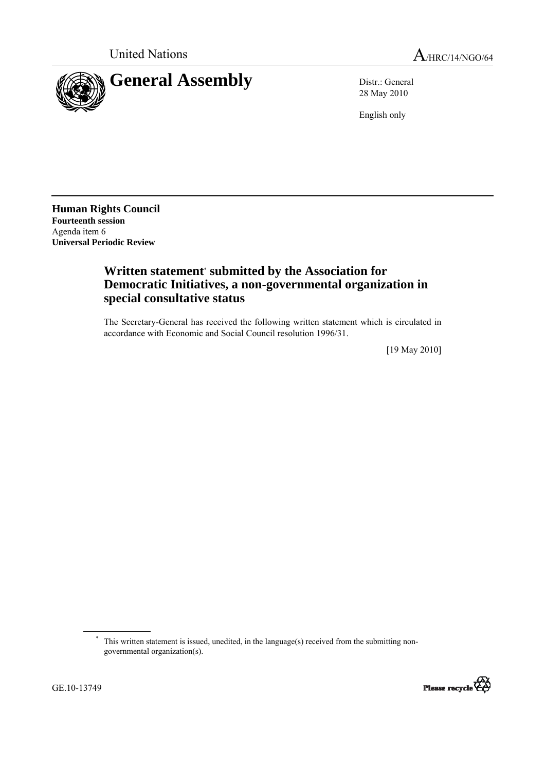United Nations

A/HRC/14/NGO/64

# General Assembly

Distr.: General
28 May 2010

English only

**Human Rights Council**
**Fourteenth session**
Agenda item 6
**Universal Periodic Review**

## Written statement* submitted by the Association for Democratic Initiatives, a non-governmental organization in special consultative status

The Secretary-General has received the following written statement which is circulated in accordance with Economic and Social Council resolution 1996/31.

[19 May 2010]

* This written statement is issued, unedited, in the language(s) received from the submitting non-governmental organization(s).

GE.10-13749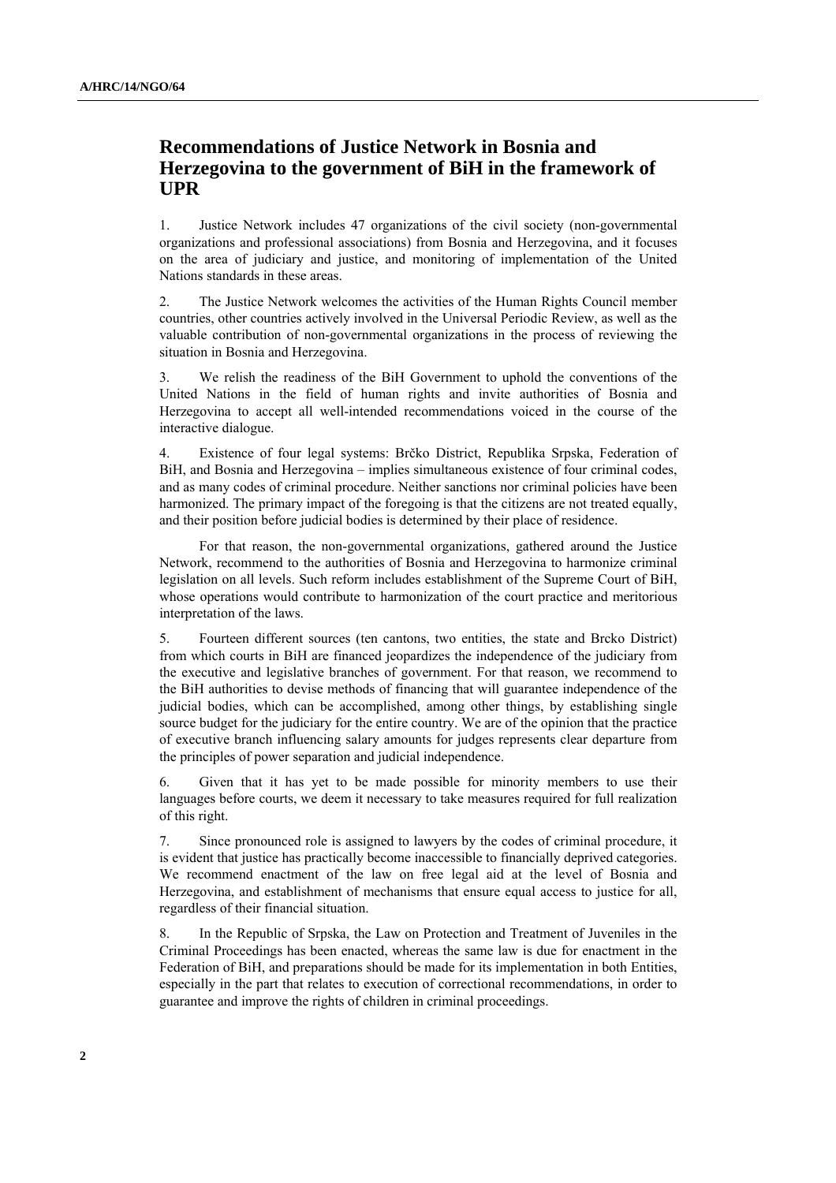## Recommendations of Justice Network in Bosnia and Herzegovina to the government of BiH in the framework of UPR

1. Justice Network includes 47 organizations of the civil society (non-governmental organizations and professional associations) from Bosnia and Herzegovina, and it focuses on the area of judiciary and justice, and monitoring of implementation of the United Nations standards in these areas.

2. The Justice Network welcomes the activities of the Human Rights Council member countries, other countries actively involved in the Universal Periodic Review, as well as the valuable contribution of non-governmental organizations in the process of reviewing the situation in Bosnia and Herzegovina.

3. We relish the readiness of the BiH Government to uphold the conventions of the United Nations in the field of human rights and invite authorities of Bosnia and Herzegovina to accept all well-intended recommendations voiced in the course of the interactive dialogue.

4. Existence of four legal systems: Brčko District, Republika Srpska, Federation of BiH, and Bosnia and Herzegovina – implies simultaneous existence of four criminal codes, and as many codes of criminal procedure. Neither sanctions nor criminal policies have been harmonized. The primary impact of the foregoing is that the citizens are not treated equally, and their position before judicial bodies is determined by their place of residence.

For that reason, the non-governmental organizations, gathered around the Justice Network, recommend to the authorities of Bosnia and Herzegovina to harmonize criminal legislation on all levels. Such reform includes establishment of the Supreme Court of BiH, whose operations would contribute to harmonization of the court practice and meritorious interpretation of the laws.

5. Fourteen different sources (ten cantons, two entities, the state and Brcko District) from which courts in BiH are financed jeopardizes the independence of the judiciary from the executive and legislative branches of government. For that reason, we recommend to the BiH authorities to devise methods of financing that will guarantee independence of the judicial bodies, which can be accomplished, among other things, by establishing single source budget for the judiciary for the entire country. We are of the opinion that the practice of executive branch influencing salary amounts for judges represents clear departure from the principles of power separation and judicial independence.

6. Given that it has yet to be made possible for minority members to use their languages before courts, we deem it necessary to take measures required for full realization of this right.

7. Since pronounced role is assigned to lawyers by the codes of criminal procedure, it is evident that justice has practically become inaccessible to financially deprived categories. We recommend enactment of the law on free legal aid at the level of Bosnia and Herzegovina, and establishment of mechanisms that ensure equal access to justice for all, regardless of their financial situation.

8. In the Republic of Srpska, the Law on Protection and Treatment of Juveniles in the Criminal Proceedings has been enacted, whereas the same law is due for enactment in the Federation of BiH, and preparations should be made for its implementation in both Entities, especially in the part that relates to execution of correctional recommendations, in order to guarantee and improve the rights of children in criminal proceedings.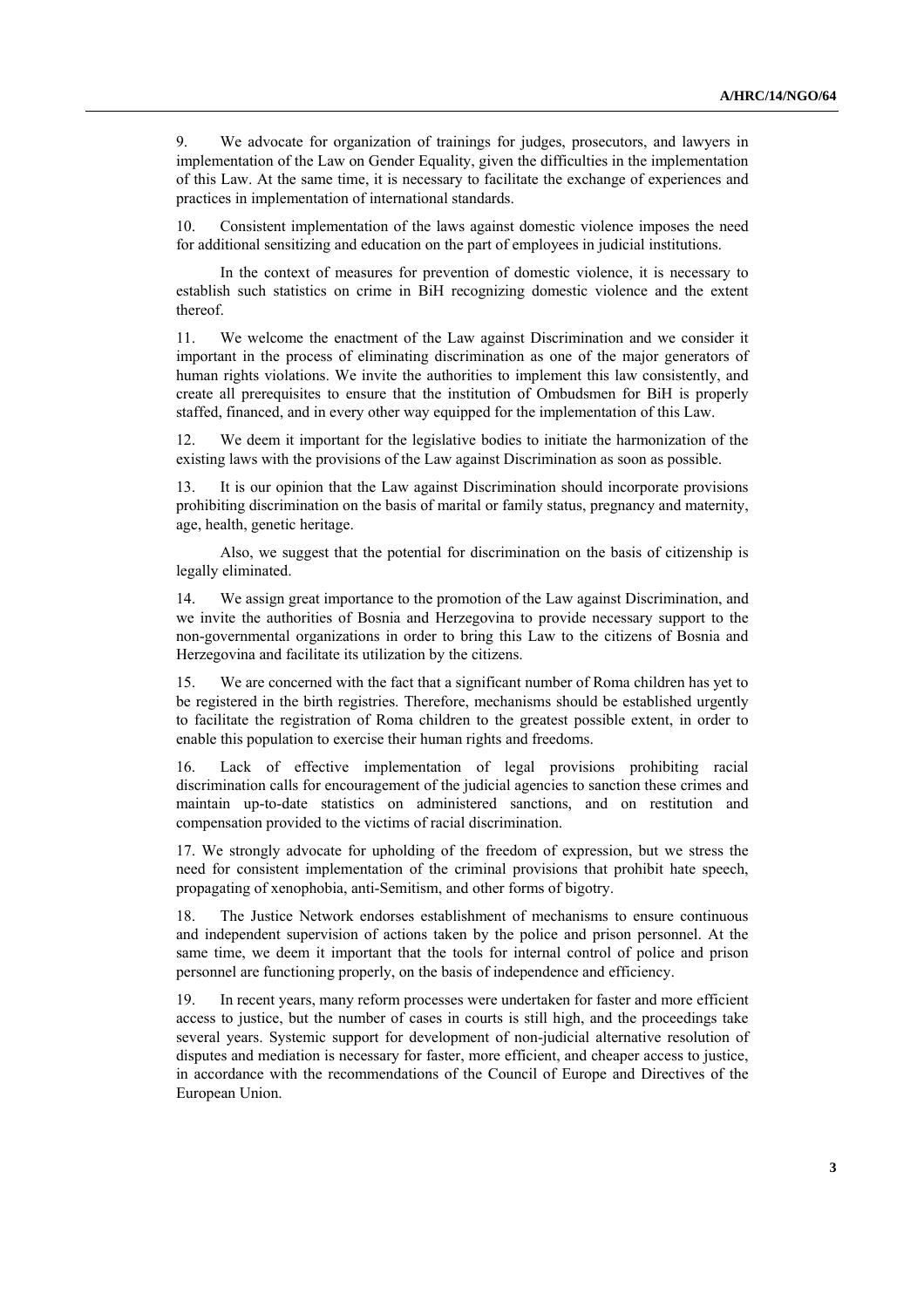9. We advocate for organization of trainings for judges, prosecutors, and lawyers in implementation of the Law on Gender Equality, given the difficulties in the implementation of this Law. At the same time, it is necessary to facilitate the exchange of experiences and practices in implementation of international standards.

10. Consistent implementation of the laws against domestic violence imposes the need for additional sensitizing and education on the part of employees in judicial institutions.

In the context of measures for prevention of domestic violence, it is necessary to establish such statistics on crime in BiH recognizing domestic violence and the extent thereof.

11. We welcome the enactment of the Law against Discrimination and we consider it important in the process of eliminating discrimination as one of the major generators of human rights violations. We invite the authorities to implement this law consistently, and create all prerequisites to ensure that the institution of Ombudsmen for BiH is properly staffed, financed, and in every other way equipped for the implementation of this Law.

12. We deem it important for the legislative bodies to initiate the harmonization of the existing laws with the provisions of the Law against Discrimination as soon as possible.

13. It is our opinion that the Law against Discrimination should incorporate provisions prohibiting discrimination on the basis of marital or family status, pregnancy and maternity, age, health, genetic heritage.

Also, we suggest that the potential for discrimination on the basis of citizenship is legally eliminated.

14. We assign great importance to the promotion of the Law against Discrimination, and we invite the authorities of Bosnia and Herzegovina to provide necessary support to the non-governmental organizations in order to bring this Law to the citizens of Bosnia and Herzegovina and facilitate its utilization by the citizens.

15. We are concerned with the fact that a significant number of Roma children has yet to be registered in the birth registries. Therefore, mechanisms should be established urgently to facilitate the registration of Roma children to the greatest possible extent, in order to enable this population to exercise their human rights and freedoms.

16. Lack of effective implementation of legal provisions prohibiting racial discrimination calls for encouragement of the judicial agencies to sanction these crimes and maintain up-to-date statistics on administered sanctions, and on restitution and compensation provided to the victims of racial discrimination.

17. We strongly advocate for upholding of the freedom of expression, but we stress the need for consistent implementation of the criminal provisions that prohibit hate speech, propagating of xenophobia, anti-Semitism, and other forms of bigotry.

18. The Justice Network endorses establishment of mechanisms to ensure continuous and independent supervision of actions taken by the police and prison personnel. At the same time, we deem it important that the tools for internal control of police and prison personnel are functioning properly, on the basis of independence and efficiency.

19. In recent years, many reform processes were undertaken for faster and more efficient access to justice, but the number of cases in courts is still high, and the proceedings take several years. Systemic support for development of non-judicial alternative resolution of disputes and mediation is necessary for faster, more efficient, and cheaper access to justice, in accordance with the recommendations of the Council of Europe and Directives of the European Union.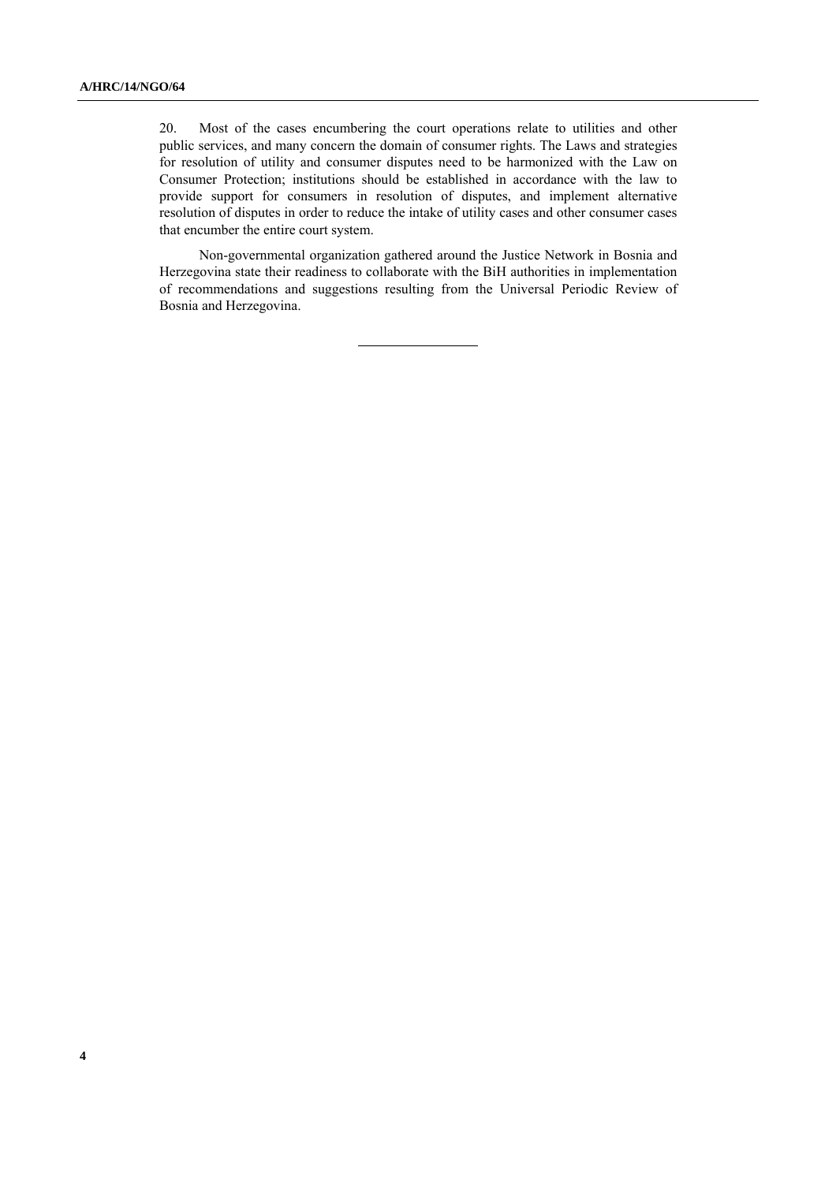20. Most of the cases encumbering the court operations relate to utilities and other public services, and many concern the domain of consumer rights. The Laws and strategies for resolution of utility and consumer disputes need to be harmonized with the Law on Consumer Protection; institutions should be established in accordance with the law to provide support for consumers in resolution of disputes, and implement alternative resolution of disputes in order to reduce the intake of utility cases and other consumer cases that encumber the entire court system.

Non-governmental organization gathered around the Justice Network in Bosnia and Herzegovina state their readiness to collaborate with the BiH authorities in implementation of recommendations and suggestions resulting from the Universal Periodic Review of Bosnia and Herzegovina.